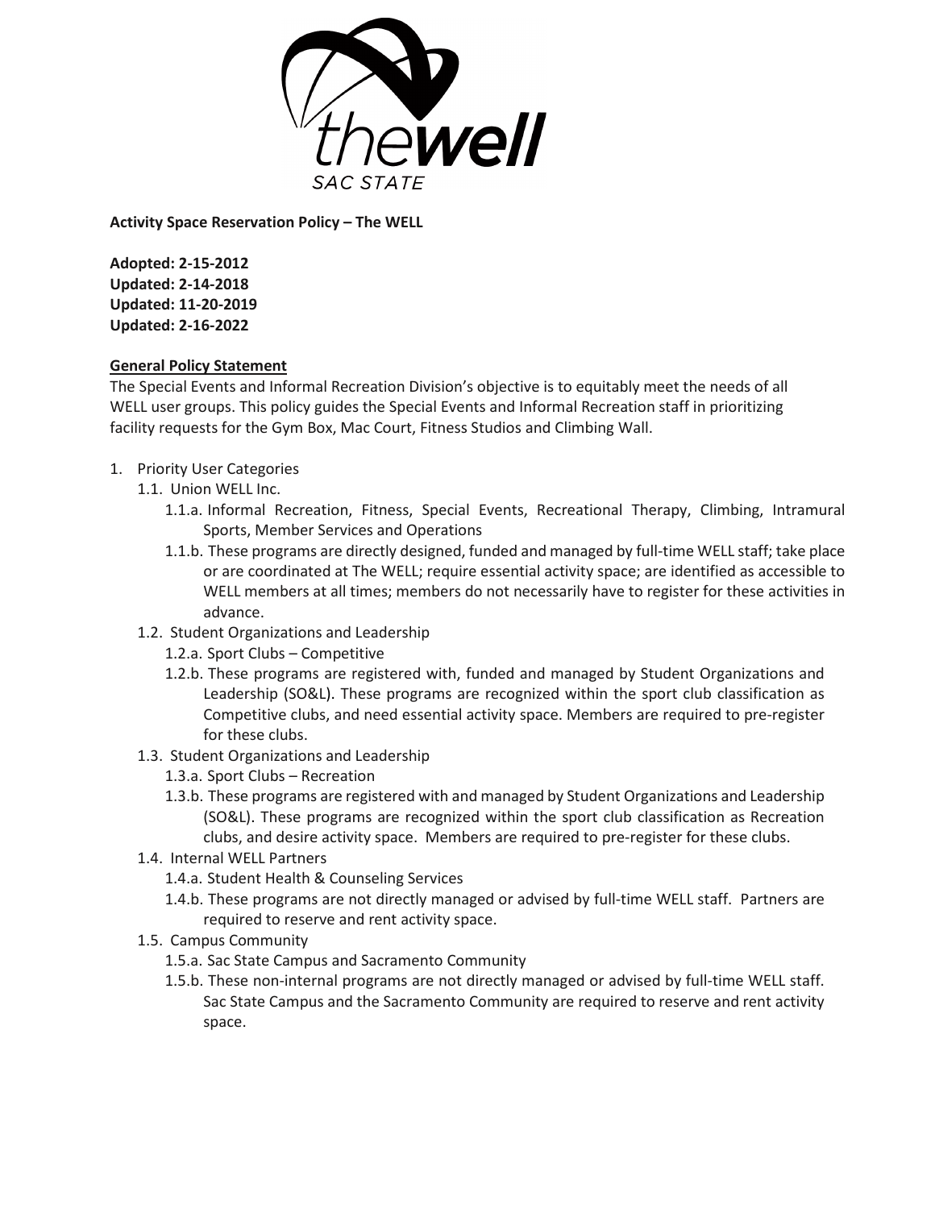**Activity Space Reservation Policy – The WELL**

**Adopted: 2-15-2012**
**Updated: 2-14-2018**
**Updated: 11-20-2019**
**Updated: 2-16-2022**

**General Policy Statement**

The Special Events and Informal Recreation Division's objective is to equitably meet the needs of all WELL user groups. This policy guides the Special Events and Informal Recreation staff in prioritizing facility requests for the Gym Box, Mac Court, Fitness Studios and Climbing Wall.

1. Priority User Categories
   - 1.1. Union WELL Inc.
     - 1.1.a. Informal Recreation, Fitness, Special Events, Recreational Therapy, Climbing, Intramural Sports, Member Services and Operations
     - 1.1.b. These programs are directly designed, funded and managed by full-time WELL staff; take place or are coordinated at The WELL; require essential activity space; are identified as accessible to WELL members at all times; members do not necessarily have to register for these activities in advance.
   - 1.2. Student Organizations and Leadership
     - 1.2.a. Sport Clubs – Competitive
     - 1.2.b. These programs are registered with, funded and managed by Student Organizations and Leadership (SO&L). These programs are recognized within the sport club classification as Competitive clubs, and need essential activity space. Members are required to pre-register for these clubs.
   - 1.3. Student Organizations and Leadership
     - 1.3.a. Sport Clubs – Recreation
     - 1.3.b. These programs are registered with and managed by Student Organizations and Leadership (SO&L). These programs are recognized within the sport club classification as Recreation clubs, and desire activity space. Members are required to pre-register for these clubs.
   - 1.4. Internal WELL Partners
     - 1.4.a. Student Health & Counseling Services
     - 1.4.b. These programs are not directly managed or advised by full-time WELL staff. Partners are required to reserve and rent activity space.
   - 1.5. Campus Community
     - 1.5.a. Sac State Campus and Sacramento Community
     - 1.5.b. These non-internal programs are not directly managed or advised by full-time WELL staff. Sac State Campus and the Sacramento Community are required to reserve and rent activity space.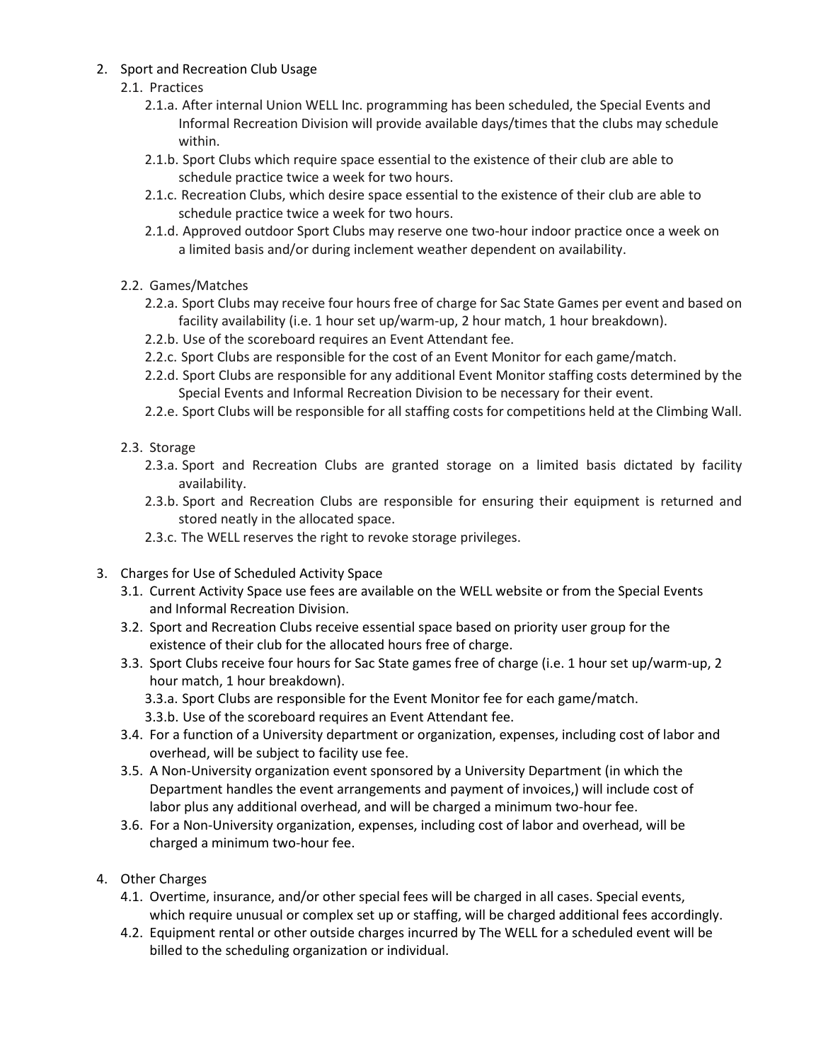2. Sport and Recreation Club Usage
   2.1. Practices
      2.1.a. After internal Union WELL Inc. programming has been scheduled, the Special Events and Informal Recreation Division will provide available days/times that the clubs may schedule within.
      2.1.b. Sport Clubs which require space essential to the existence of their club are able to schedule practice twice a week for two hours.
      2.1.c. Recreation Clubs, which desire space essential to the existence of their club are able to schedule practice twice a week for two hours.
      2.1.d. Approved outdoor Sport Clubs may reserve one two-hour indoor practice once a week on a limited basis and/or during inclement weather dependent on availability.

   2.2. Games/Matches
      2.2.a. Sport Clubs may receive four hours free of charge for Sac State Games per event and based on facility availability (i.e. 1 hour set up/warm-up, 2 hour match, 1 hour breakdown).
      2.2.b. Use of the scoreboard requires an Event Attendant fee.
      2.2.c. Sport Clubs are responsible for the cost of an Event Monitor for each game/match.
      2.2.d. Sport Clubs are responsible for any additional Event Monitor staffing costs determined by the Special Events and Informal Recreation Division to be necessary for their event.
      2.2.e. Sport Clubs will be responsible for all staffing costs for competitions held at the Climbing Wall.

   2.3. Storage
      2.3.a. Sport and Recreation Clubs are granted storage on a limited basis dictated by facility availability.
      2.3.b. Sport and Recreation Clubs are responsible for ensuring their equipment is returned and stored neatly in the allocated space.
      2.3.c. The WELL reserves the right to revoke storage privileges.

3. Charges for Use of Scheduled Activity Space
   3.1. Current Activity Space use fees are available on the WELL website or from the Special Events and Informal Recreation Division.
   3.2. Sport and Recreation Clubs receive essential space based on priority user group for the existence of their club for the allocated hours free of charge.
   3.3. Sport Clubs receive four hours for Sac State games free of charge (i.e. 1 hour set up/warm-up, 2 hour match, 1 hour breakdown).
      3.3.a. Sport Clubs are responsible for the Event Monitor fee for each game/match.
      3.3.b. Use of the scoreboard requires an Event Attendant fee.
   3.4. For a function of a University department or organization, expenses, including cost of labor and overhead, will be subject to facility use fee.
   3.5. A Non-University organization event sponsored by a University Department (in which the Department handles the event arrangements and payment of invoices,) will include cost of labor plus any additional overhead, and will be charged a minimum two-hour fee.
   3.6. For a Non-University organization, expenses, including cost of labor and overhead, will be charged a minimum two-hour fee.

4. Other Charges
   4.1. Overtime, insurance, and/or other special fees will be charged in all cases. Special events, which require unusual or complex set up or staffing, will be charged additional fees accordingly.
   4.2. Equipment rental or other outside charges incurred by The WELL for a scheduled event will be billed to the scheduling organization or individual.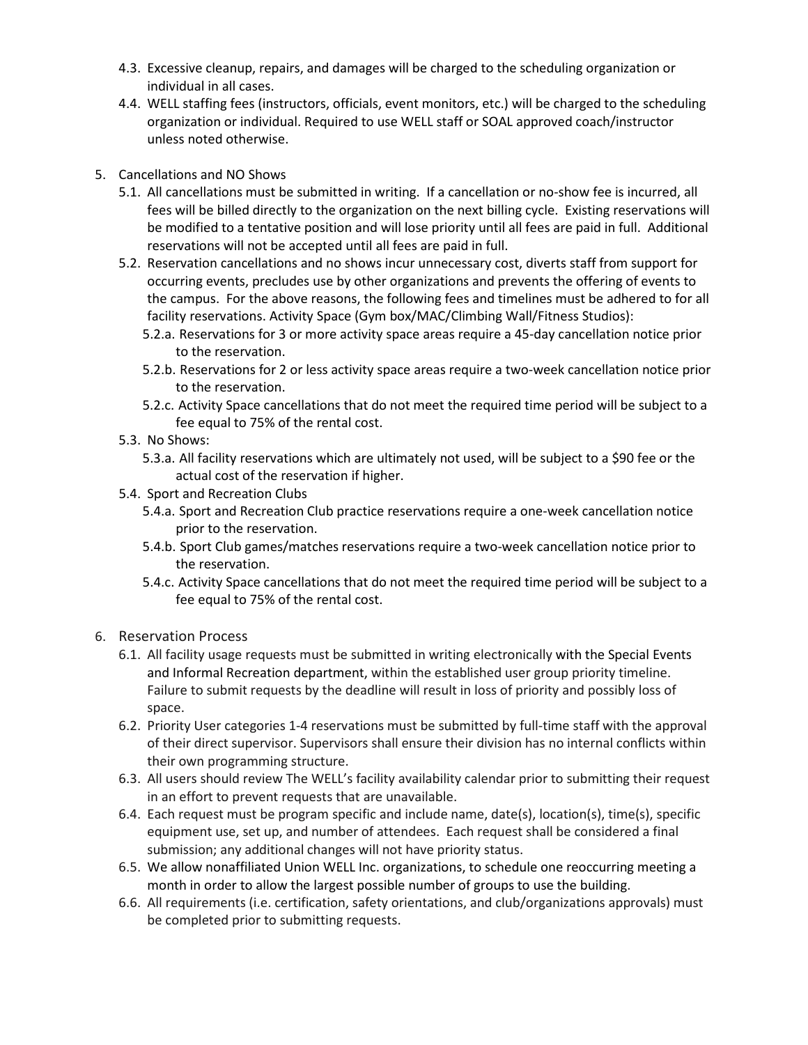4.3. Excessive cleanup, repairs, and damages will be charged to the scheduling organization or individual in all cases.

4.4. WELL staffing fees (instructors, officials, event monitors, etc.) will be charged to the scheduling organization or individual. Required to use WELL staff or SOAL approved coach/instructor unless noted otherwise.

5. Cancellations and NO Shows

5.1. All cancellations must be submitted in writing. If a cancellation or no-show fee is incurred, all fees will be billed directly to the organization on the next billing cycle. Existing reservations will be modified to a tentative position and will lose priority until all fees are paid in full. Additional reservations will not be accepted until all fees are paid in full.

5.2. Reservation cancellations and no shows incur unnecessary cost, diverts staff from support for occurring events, precludes use by other organizations and prevents the offering of events to the campus. For the above reasons, the following fees and timelines must be adhered to for all facility reservations. Activity Space (Gym box/MAC/Climbing Wall/Fitness Studios):

5.2.a. Reservations for 3 or more activity space areas require a 45-day cancellation notice prior to the reservation.

5.2.b. Reservations for 2 or less activity space areas require a two-week cancellation notice prior to the reservation.

5.2.c. Activity Space cancellations that do not meet the required time period will be subject to a fee equal to 75% of the rental cost.

5.3. No Shows:

5.3.a. All facility reservations which are ultimately not used, will be subject to a $90 fee or the actual cost of the reservation if higher.

5.4. Sport and Recreation Clubs

5.4.a. Sport and Recreation Club practice reservations require a one-week cancellation notice prior to the reservation.

5.4.b. Sport Club games/matches reservations require a two-week cancellation notice prior to the reservation.

5.4.c. Activity Space cancellations that do not meet the required time period will be subject to a fee equal to 75% of the rental cost.

6. Reservation Process

6.1. All facility usage requests must be submitted in writing electronically with the Special Events and Informal Recreation department, within the established user group priority timeline. Failure to submit requests by the deadline will result in loss of priority and possibly loss of space.

6.2. Priority User categories 1-4 reservations must be submitted by full-time staff with the approval of their direct supervisor. Supervisors shall ensure their division has no internal conflicts within their own programming structure.

6.3. All users should review The WELL's facility availability calendar prior to submitting their request in an effort to prevent requests that are unavailable.

6.4. Each request must be program specific and include name, date(s), location(s), time(s), specific equipment use, set up, and number of attendees. Each request shall be considered a final submission; any additional changes will not have priority status.

6.5. We allow nonaffiliated Union WELL Inc. organizations, to schedule one reoccurring meeting a month in order to allow the largest possible number of groups to use the building.

6.6. All requirements (i.e. certification, safety orientations, and club/organizations approvals) must be completed prior to submitting requests.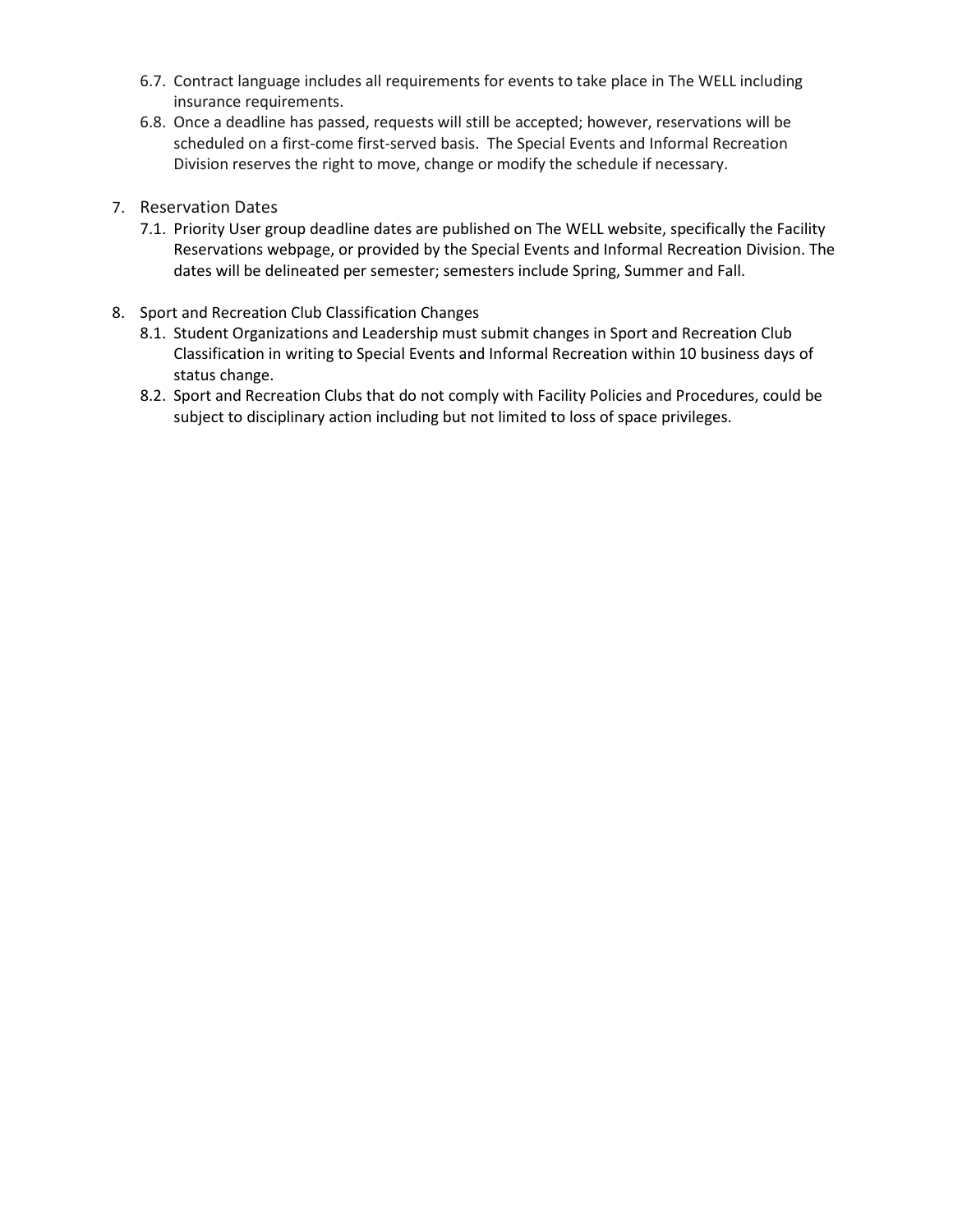6.7. Contract language includes all requirements for events to take place in The WELL including insurance requirements.

6.8. Once a deadline has passed, requests will still be accepted; however, reservations will be scheduled on a first-come first-served basis. The Special Events and Informal Recreation Division reserves the right to move, change or modify the schedule if necessary.

7. Reservation Dates

   7.1. Priority User group deadline dates are published on The WELL website, specifically the Facility Reservations webpage, or provided by the Special Events and Informal Recreation Division. The dates will be delineated per semester; semesters include Spring, Summer and Fall.

8. Sport and Recreation Club Classification Changes

   8.1. Student Organizations and Leadership must submit changes in Sport and Recreation Club Classification in writing to Special Events and Informal Recreation within 10 business days of status change.

   8.2. Sport and Recreation Clubs that do not comply with Facility Policies and Procedures, could be subject to disciplinary action including but not limited to loss of space privileges.